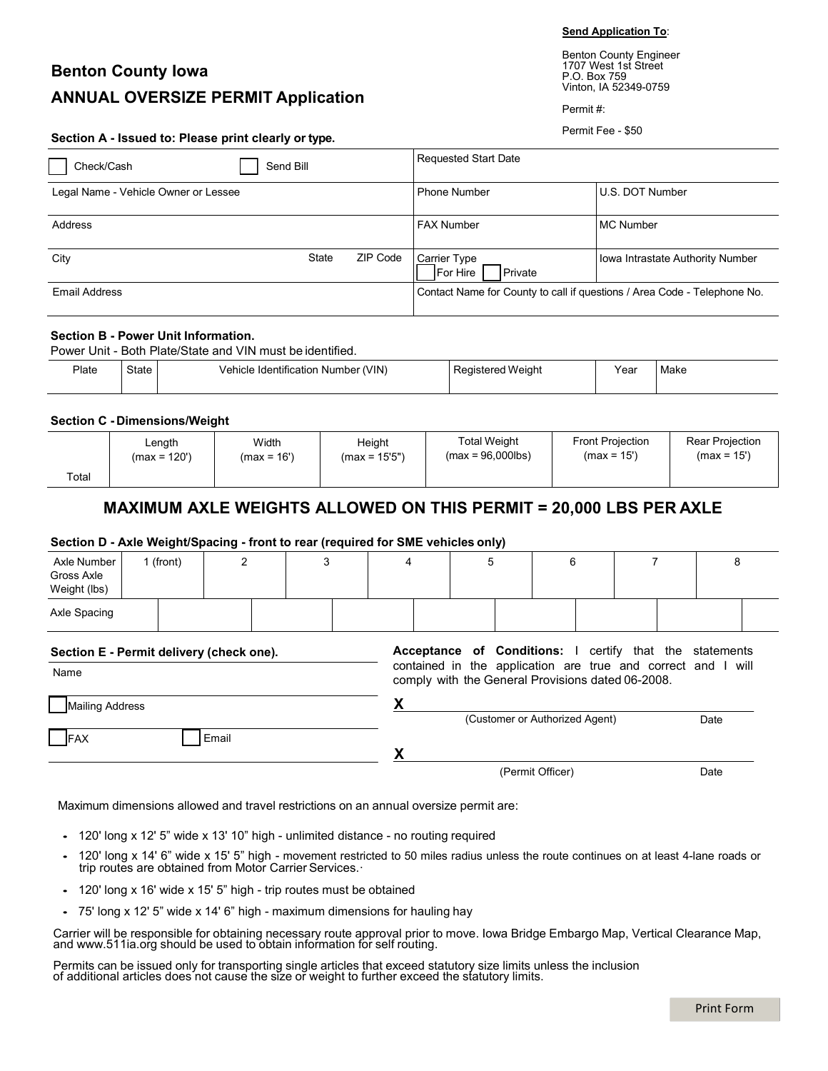**Send Application To**:

Benton County Engineer
1707 West 1st Street
P.O. Box 759
Vinton, IA 52349-0759

Permit #:

Permit Fee - $50

# Benton County Iowa

## ANNUAL OVERSIZE PERMIT Application

### Section A - Issued to: Please print clearly or type.

| ☐ Check/Cash ☐ Send Bill | Requested Start Date | |
|---|---|---|
| Legal Name - Vehicle Owner or Lessee | Phone Number | U.S. DOT Number |
| Address | FAX Number | MC Number |
| City State ZIP Code | Carrier Type ☐ For Hire ☐ Private | Iowa Intrastate Authority Number |
| Email Address | Contact Name for County to call if questions / Area Code - Telephone No. | |

### Section B - Power Unit Information.

Power Unit - Both Plate/State and VIN must be identified.

| Plate | State | Vehicle Identification Number (VIN) | Registered Weight | Year | Make |
|---|---|---|---|---|---|
| | | | | | |

### Section C - Dimensions/Weight

| | Length (max = 120') | Width (max = 16') | Height (max = 15'5") | Total Weight (max = 96,000lbs) | Front Projection (max = 15') | Rear Projection (max = 15') |
|---|---|---|---|---|---|---|
| Total | | | | | | |

## MAXIMUM AXLE WEIGHTS ALLOWED ON THIS PERMIT = 20,000 LBS PER AXLE

### Section D - Axle Weight/Spacing - front to rear (required for SME vehicles only)

| Axle Number Gross Axle Weight (lbs) | 1 (front) | 2 | 3 | 4 | 5 | 6 | 7 | 8 |
|---|---|---|---|---|---|---|---|---|
| Axle Spacing | | | | | | | | |

### Section E - Permit delivery (check one).

Name

☐ Mailing Address

☐ FAX ☐ Email

**Acceptance of Conditions:** I certify that the statements contained in the application are true and correct and I will comply with the General Provisions dated 06-2008.

X ______________________________
(Customer or Authorized Agent) Date

X ______________________________
(Permit Officer) Date

Maximum dimensions allowed and travel restrictions on an annual oversize permit are:

- 120' long x 12' 5" wide x 13' 10" high - unlimited distance - no routing required
- 120' long x 14' 6" wide x 15' 5" high - movement restricted to 50 miles radius unless the route continues on at least 4-lane roads or trip routes are obtained from Motor Carrier Services.·
- 120' long x 16' wide x 15' 5" high - trip routes must be obtained
- 75' long x 12' 5" wide x 14' 6" high - maximum dimensions for hauling hay

Carrier will be responsible for obtaining necessary route approval prior to move. Iowa Bridge Embargo Map, Vertical Clearance Map, and www.511ia.org should be used to obtain information for self routing.

Permits can be issued only for transporting single articles that exceed statutory size limits unless the inclusion of additional articles does not cause the size or weight to further exceed the statutory limits.

Print Form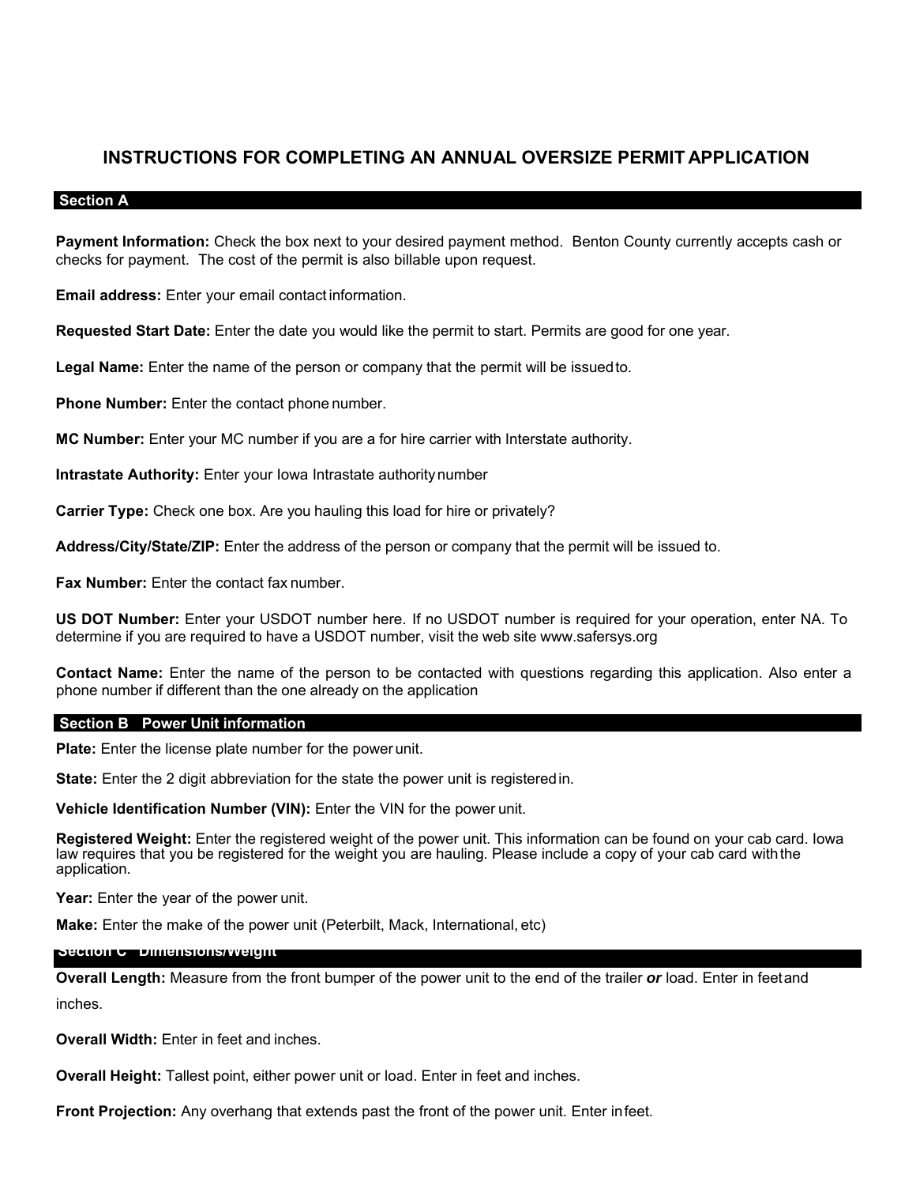# INSTRUCTIONS FOR COMPLETING AN ANNUAL OVERSIZE PERMIT APPLICATION

## Section A

**Payment Information:** Check the box next to your desired payment method. Benton County currently accepts cash or checks for payment. The cost of the permit is also billable upon request.

**Email address:** Enter your email contact information.

**Requested Start Date:** Enter the date you would like the permit to start. Permits are good for one year.

**Legal Name:** Enter the name of the person or company that the permit will be issued to.

**Phone Number:** Enter the contact phone number.

**MC Number:** Enter your MC number if you are a for hire carrier with Interstate authority.

**Intrastate Authority:** Enter your Iowa Intrastate authority number

**Carrier Type:** Check one box. Are you hauling this load for hire or privately?

**Address/City/State/ZIP:** Enter the address of the person or company that the permit will be issued to.

**Fax Number:** Enter the contact fax number.

**US DOT Number:** Enter your USDOT number here. If no USDOT number is required for your operation, enter NA. To determine if you are required to have a USDOT number, visit the web site www.safersys.org

**Contact Name:** Enter the name of the person to be contacted with questions regarding this application. Also enter a phone number if different than the one already on the application

## Section B Power Unit information

**Plate:** Enter the license plate number for the power unit.

**State:** Enter the 2 digit abbreviation for the state the power unit is registered in.

**Vehicle Identification Number (VIN):** Enter the VIN for the power unit.

**Registered Weight:** Enter the registered weight of the power unit. This information can be found on your cab card. Iowa law requires that you be registered for the weight you are hauling. Please include a copy of your cab card with the application.

**Year:** Enter the year of the power unit.

**Make:** Enter the make of the power unit (Peterbilt, Mack, International, etc)

## Section C Dimensions/Weight

**Overall Length:** Measure from the front bumper of the power unit to the end of the trailer ***or*** load. Enter in feet and inches.

**Overall Width:** Enter in feet and inches.

**Overall Height:** Tallest point, either power unit or load. Enter in feet and inches.

**Front Projection:** Any overhang that extends past the front of the power unit. Enter in feet.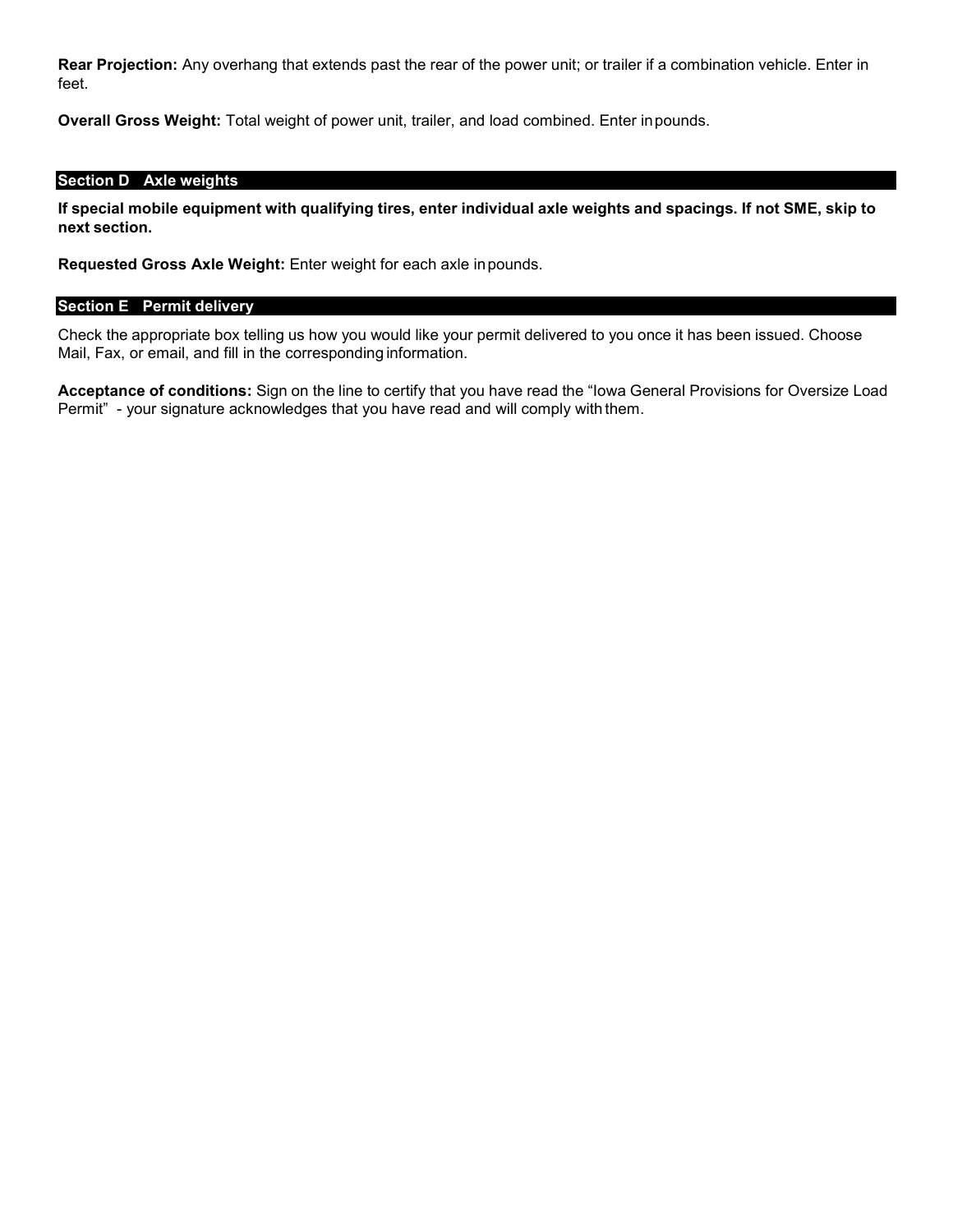**Rear Projection:** Any overhang that extends past the rear of the power unit; or trailer if a combination vehicle. Enter in feet.

**Overall Gross Weight:** Total weight of power unit, trailer, and load combined. Enter in pounds.

## Section D Axle weights

**If special mobile equipment with qualifying tires, enter individual axle weights and spacings. If not SME, skip to next section.**

**Requested Gross Axle Weight:** Enter weight for each axle in pounds.

## Section E Permit delivery

Check the appropriate box telling us how you would like your permit delivered to you once it has been issued. Choose Mail, Fax, or email, and fill in the corresponding information.

**Acceptance of conditions:** Sign on the line to certify that you have read the "Iowa General Provisions for Oversize Load Permit" - your signature acknowledges that you have read and will comply with them.